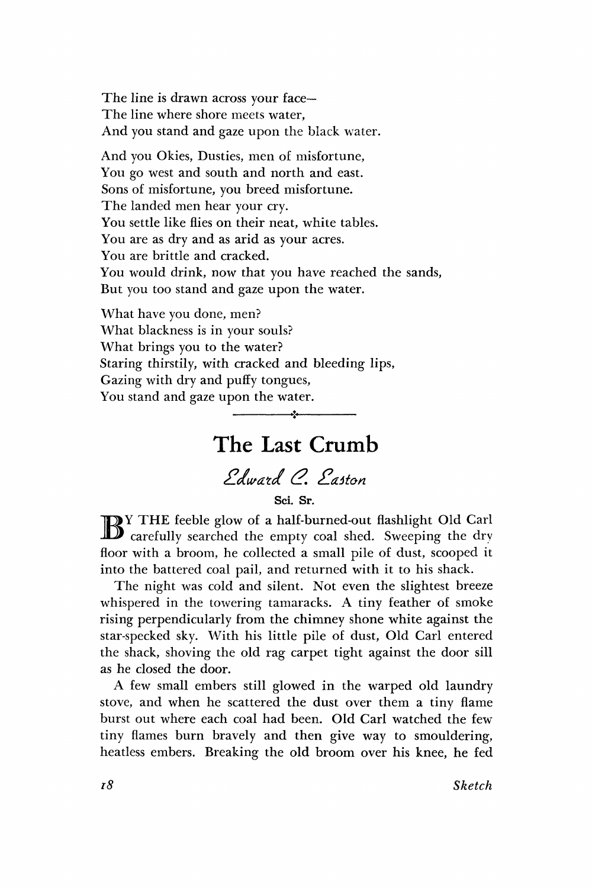The line is drawn across your face—
The line where shore meets water,
And you stand and gaze upon the black water.

And you Okies, Dusties, men of misfortune,
You go west and south and north and east.
Sons of misfortune, you breed misfortune.
The landed men hear your cry.
You settle like flies on their neat, white tables.
You are as dry and as arid as your acres.
You are brittle and cracked.
You would drink, now that you have reached the sands,
But you too stand and gaze upon the water.

What have you done, men?
What blackness is in your souls?
What brings you to the water?
Staring thirstily, with cracked and bleeding lips,
Gazing with dry and puffy tongues,
You stand and gaze upon the water.

---

# The Last Crumb

*Edward C. Easton*

**Sci. Sr.**

BY THE feeble glow of a half-burned-out flashlight Old Carl carefully searched the empty coal shed. Sweeping the dry floor with a broom, he collected a small pile of dust, scooped it into the battered coal pail, and returned with it to his shack.

The night was cold and silent. Not even the slightest breeze whispered in the towering tamaracks. A tiny feather of smoke rising perpendicularly from the chimney shone white against the star-specked sky. With his little pile of dust, Old Carl entered the shack, shoving the old rag carpet tight against the door sill as he closed the door.

A few small embers still glowed in the warped old laundry stove, and when he scattered the dust over them a tiny flame burst out where each coal had been. Old Carl watched the few tiny flames burn bravely and then give way to smouldering, heatless embers. Breaking the old broom over his knee, he fed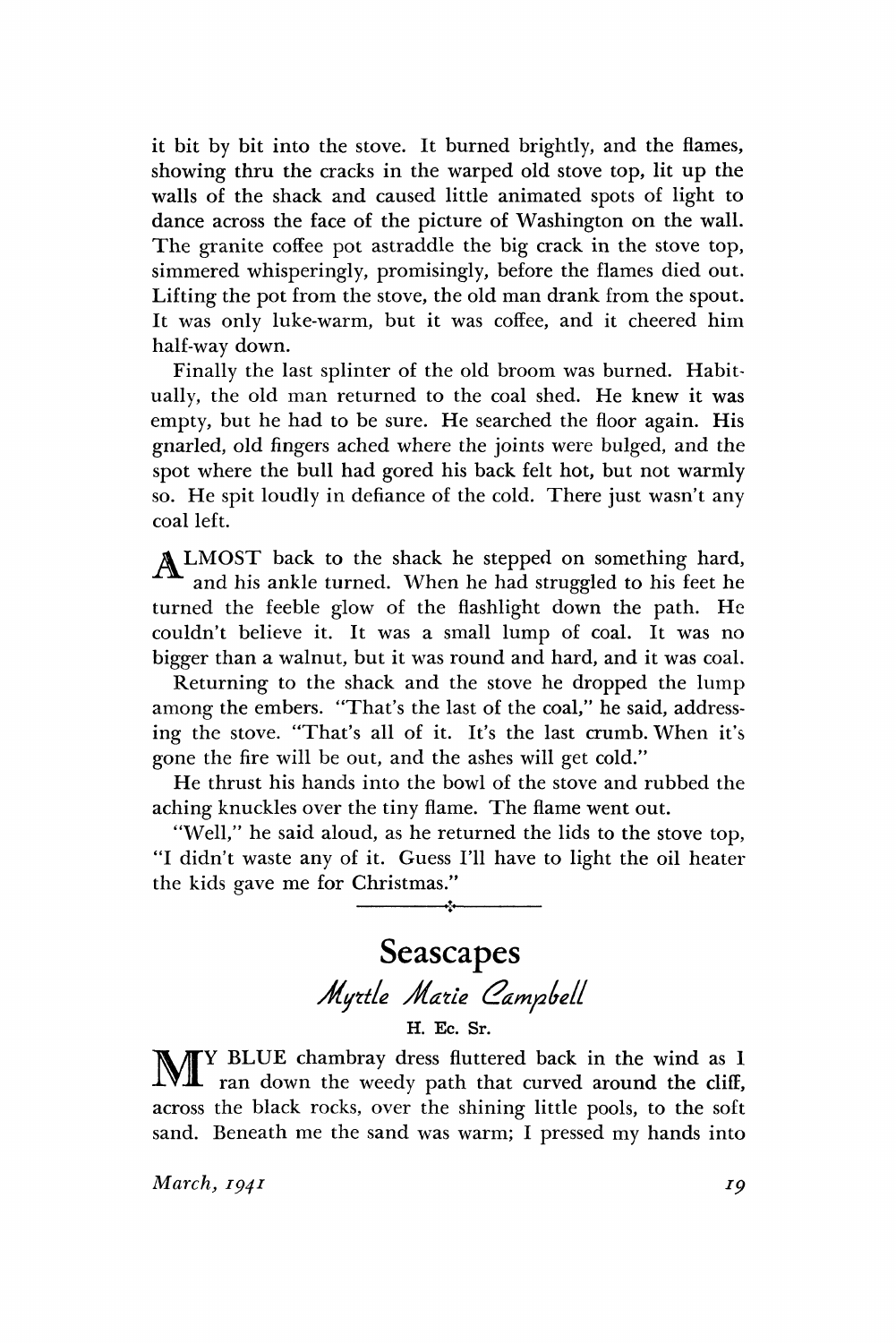it bit by bit into the stove. It burned brightly, and the flames, showing thru the cracks in the warped old stove top, lit up the walls of the shack and caused little animated spots of light to dance across the face of the picture of Washington on the wall. The granite coffee pot astraddle the big crack in the stove top, simmered whisperingly, promisingly, before the flames died out. Lifting the pot from the stove, the old man drank from the spout. It was only luke-warm, but it was coffee, and it cheered him half-way down.

Finally the last splinter of the old broom was burned. Habitually, the old man returned to the coal shed. He knew it was empty, but he had to be sure. He searched the floor again. His gnarled, old fingers ached where the joints were bulged, and the spot where the bull had gored his back felt hot, but not warmly so. He spit loudly in defiance of the cold. There just wasn't any coal left.

ALMOST back to the shack he stepped on something hard, and his ankle turned. When he had struggled to his feet he turned the feeble glow of the flashlight down the path. He couldn't believe it. It was a small lump of coal. It was no bigger than a walnut, but it was round and hard, and it was coal.

Returning to the shack and the stove he dropped the lump among the embers. "That's the last of the coal," he said, addressing the stove. "That's all of it. It's the last crumb. When it's gone the fire will be out, and the ashes will get cold."

He thrust his hands into the bowl of the stove and rubbed the aching knuckles over the tiny flame. The flame went out.

"Well," he said aloud, as he returned the lids to the stove top, "I didn't waste any of it. Guess I'll have to light the oil heater the kids gave me for Christmas."

---

# Seascapes

*Myrtle Marie Campbell*

H. Ec. Sr.

MY BLUE chambray dress fluttered back in the wind as I ran down the weedy path that curved around the cliff, across the black rocks, over the shining little pools, to the soft sand. Beneath me the sand was warm; I pressed my hands into